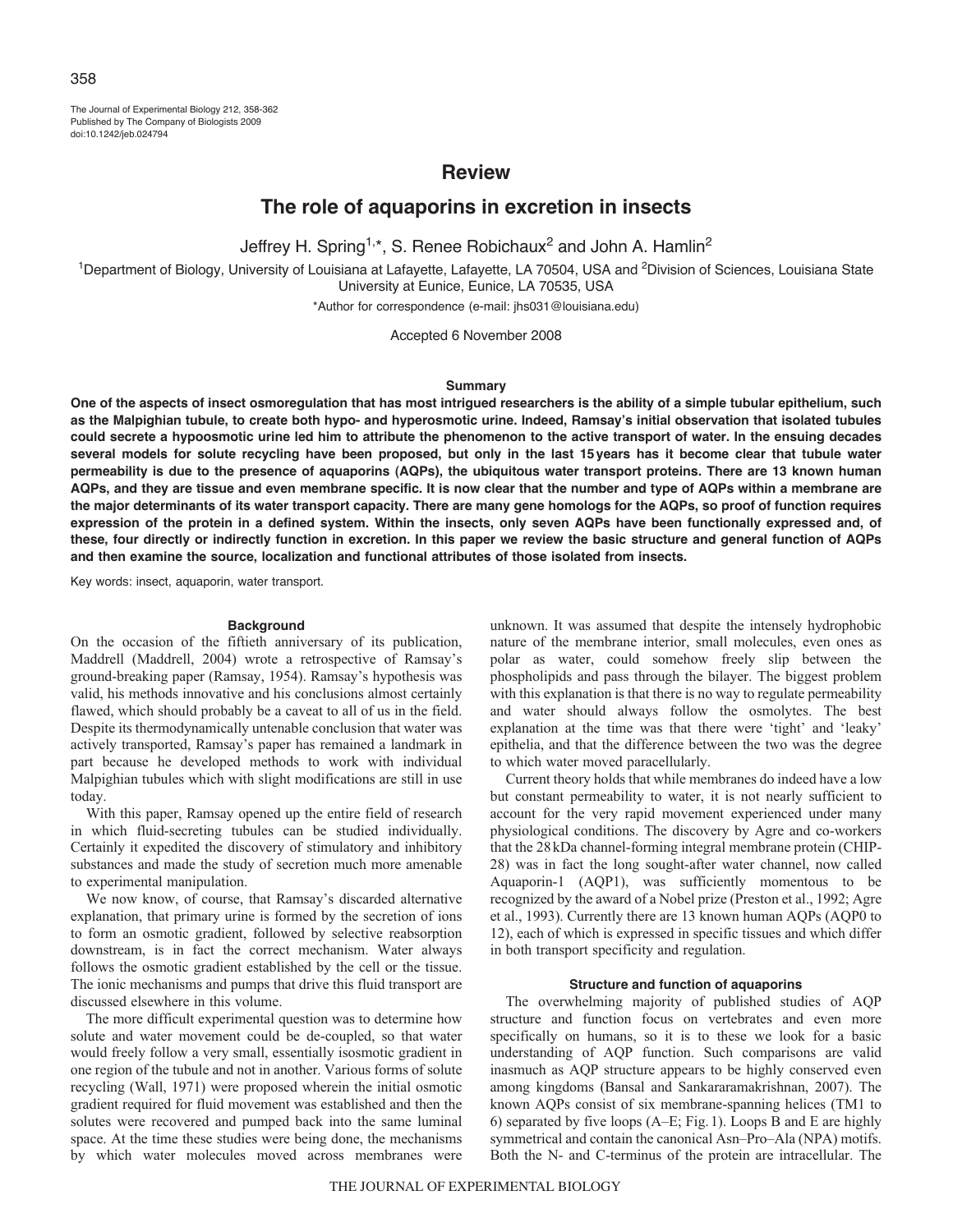# Review

## The role of aquaporins in excretion in insects

Jeffrey H. Spring[1,*], S. Renee Robichaux[2] and John A. Hamlin[2]

[1]Department of Biology, University of Louisiana at Lafayette, Lafayette, LA 70504, USA and [2]Division of Sciences, Louisiana State University at Eunice, Eunice, LA 70535, USA

*Author for correspondence (e-mail: jhs031@louisiana.edu)

Accepted 6 November 2008

### Summary

**One of the aspects of insect osmoregulation that has most intrigued researchers is the ability of a simple tubular epithelium, such as the Malpighian tubule, to create both hypo- and hyperosmotic urine. Indeed, Ramsay's initial observation that isolated tubules could secrete a hypoosmotic urine led him to attribute the phenomenon to the active transport of water. In the ensuing decades several models for solute recycling have been proposed, but only in the last 15 years has it become clear that tubule water permeability is due to the presence of aquaporins (AQPs), the ubiquitous water transport proteins. There are 13 known human AQPs, and they are tissue and even membrane specific. It is now clear that the number and type of AQPs within a membrane are the major determinants of its water transport capacity. There are many gene homologs for the AQPs, so proof of function requires expression of the protein in a defined system. Within the insects, only seven AQPs have been functionally expressed and, of these, four directly or indirectly function in excretion. In this paper we review the basic structure and general function of AQPs and then examine the source, localization and functional attributes of those isolated from insects.**

Key words: insect, aquaporin, water transport.

### Background

On the occasion of the fiftieth anniversary of its publication, Maddrell (Maddrell, 2004) wrote a retrospective of Ramsay's ground-breaking paper (Ramsay, 1954). Ramsay's hypothesis was valid, his methods innovative and his conclusions almost certainly flawed, which should probably be a caveat to all of us in the field. Despite its thermodynamically untenable conclusion that water was actively transported, Ramsay's paper has remained a landmark in part because he developed methods to work with individual Malpighian tubules which with slight modifications are still in use today.

With this paper, Ramsay opened up the entire field of research in which fluid-secreting tubules can be studied individually. Certainly it expedited the discovery of stimulatory and inhibitory substances and made the study of secretion much more amenable to experimental manipulation.

We now know, of course, that Ramsay's discarded alternative explanation, that primary urine is formed by the secretion of ions to form an osmotic gradient, followed by selective reabsorption downstream, is in fact the correct mechanism. Water always follows the osmotic gradient established by the cell or the tissue. The ionic mechanisms and pumps that drive this fluid transport are discussed elsewhere in this volume.

The more difficult experimental question was to determine how solute and water movement could be de-coupled, so that water would freely follow a very small, essentially isosmotic gradient in one region of the tubule and not in another. Various forms of solute recycling (Wall, 1971) were proposed wherein the initial osmotic gradient required for fluid movement was established and then the solutes were recovered and pumped back into the same luminal space. At the time these studies were being done, the mechanisms by which water molecules moved across membranes were unknown. It was assumed that despite the intensely hydrophobic nature of the membrane interior, small molecules, even ones as polar as water, could somehow freely slip between the phospholipids and pass through the bilayer. The biggest problem with this explanation is that there is no way to regulate permeability and water should always follow the osmolytes. The best explanation at the time was that there were 'tight' and 'leaky' epithelia, and that the difference between the two was the degree to which water moved paracellularly.

Current theory holds that while membranes do indeed have a low but constant permeability to water, it is not nearly sufficient to account for the very rapid movement experienced under many physiological conditions. The discovery by Agre and co-workers that the 28 kDa channel-forming integral membrane protein (CHIP-28) was in fact the long sought-after water channel, now called Aquaporin-1 (AQP1), was sufficiently momentous to be recognized by the award of a Nobel prize (Preston et al., 1992; Agre et al., 1993). Currently there are 13 known human AQPs (AQP0 to 12), each of which is expressed in specific tissues and which differ in both transport specificity and regulation.

### Structure and function of aquaporins

The overwhelming majority of published studies of AQP structure and function focus on vertebrates and even more specifically on humans, so it is to these we look for a basic understanding of AQP function. Such comparisons are valid inasmuch as AQP structure appears to be highly conserved even among kingdoms (Bansal and Sankararamakrishnan, 2007). The known AQPs consist of six membrane-spanning helices (TM1 to 6) separated by five loops (A–E; Fig. 1). Loops B and E are highly symmetrical and contain the canonical Asn–Pro–Ala (NPA) motifs. Both the N- and C-terminus of the protein are intracellular. The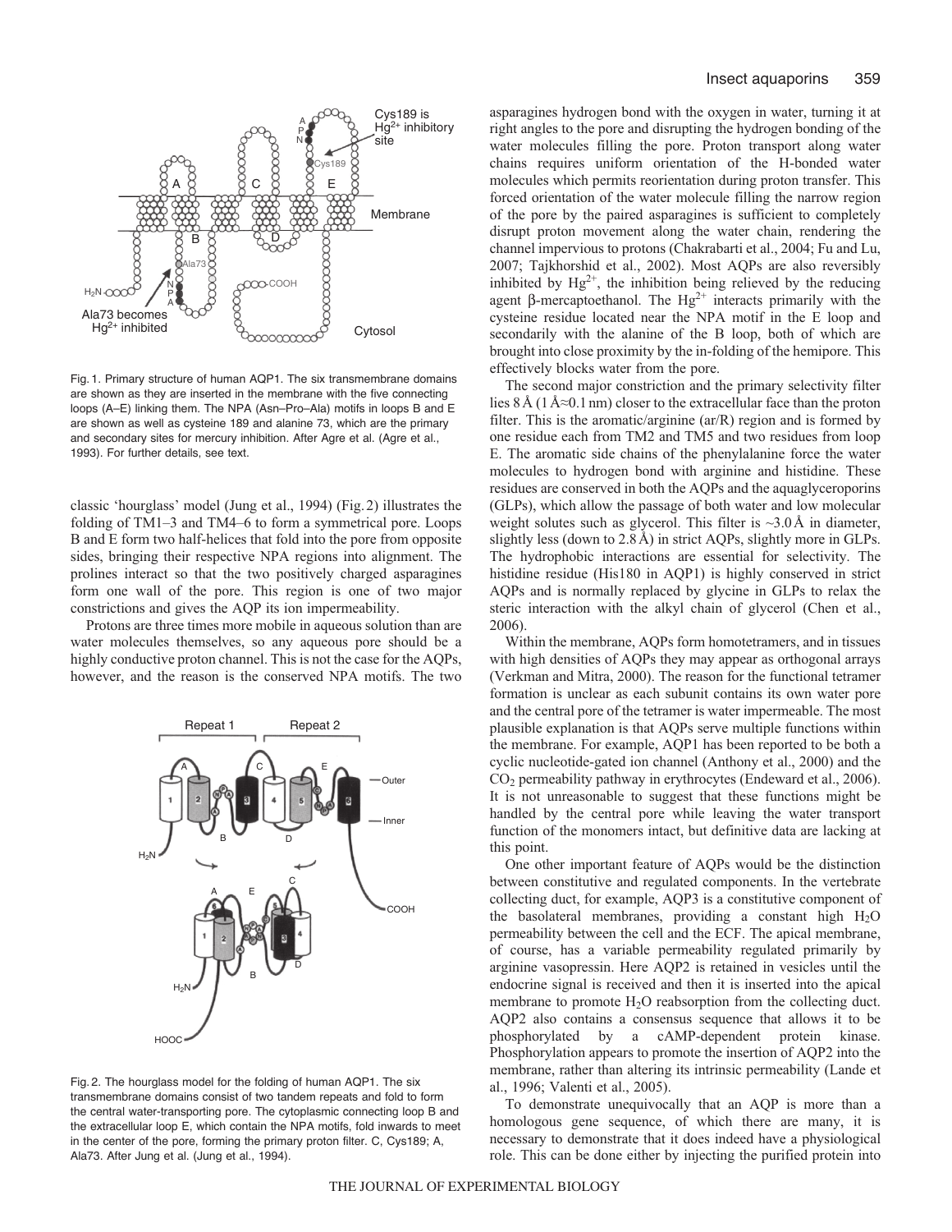Fig. 1. Primary structure of human AQP1. The six transmembrane domains are shown as they are inserted in the membrane with the five connecting loops (A–E) linking them. The NPA (Asn–Pro–Ala) motifs in loops B and E are shown as well as cysteine 189 and alanine 73, which are the primary and secondary sites for mercury inhibition. After Agre et al. (Agre et al., 1993). For further details, see text.

classic 'hourglass' model (Jung et al., 1994) (Fig. 2) illustrates the folding of TM1–3 and TM4–6 to form a symmetrical pore. Loops B and E form two half-helices that fold into the pore from opposite sides, bringing their respective NPA regions into alignment. The prolines interact so that the two positively charged asparagines form one wall of the pore. This region is one of two major constrictions and gives the AQP its ion impermeability.

Protons are three times more mobile in aqueous solution than are water molecules themselves, so any aqueous pore should be a highly conductive proton channel. This is not the case for the AQPs, however, and the reason is the conserved NPA motifs. The two asparagines hydrogen bond with the oxygen in water, turning it at right angles to the pore and disrupting the hydrogen bonding of the water molecules filling the pore. Proton transport along water chains requires uniform orientation of the H-bonded water molecules which permits reorientation during proton transfer. This forced orientation of the water molecule filling the narrow region of the pore by the paired asparagines is sufficient to completely disrupt proton movement along the water chain, rendering the channel impervious to protons (Chakrabarti et al., 2004; Fu and Lu, 2007; Tajkhorshid et al., 2002). Most AQPs are also reversibly inhibited by $Hg^{2+}$, the inhibition being relieved by the reducing agent β-mercaptoethanol. The $Hg^{2+}$ interacts primarily with the cysteine residue located near the NPA motif in the E loop and secondarily with the alanine of the B loop, both of which are brought into close proximity by the in-folding of the hemipore. This effectively blocks water from the pore.

Fig. 2. The hourglass model for the folding of human AQP1. The six transmembrane domains consist of two tandem repeats and fold to form the central water-transporting pore. The cytoplasmic connecting loop B and the extracellular loop E, which contain the NPA motifs, fold inwards to meet in the center of the pore, forming the primary proton filter. C, Cys189; A, Ala73. After Jung et al. (Jung et al., 1994).

The second major constriction and the primary selectivity filter lies 8 Å (1 Å≈0.1 nm) closer to the extracellular face than the proton filter. This is the aromatic/arginine (ar/R) region and is formed by one residue each from TM2 and TM5 and two residues from loop E. The aromatic side chains of the phenylalanine force the water molecules to hydrogen bond with arginine and histidine. These residues are conserved in both the AQPs and the aquaglyceroporins (GLPs), which allow the passage of both water and low molecular weight solutes such as glycerol. This filter is ~3.0 Å in diameter, slightly less (down to 2.8 Å) in strict AQPs, slightly more in GLPs. The hydrophobic interactions are essential for selectivity. The histidine residue (His180 in AQP1) is highly conserved in strict AQPs and is normally replaced by glycine in GLPs to relax the steric interaction with the alkyl chain of glycerol (Chen et al., 2006).

Within the membrane, AQPs form homotetramers, and in tissues with high densities of AQPs they may appear as orthogonal arrays (Verkman and Mitra, 2000). The reason for the functional tetramer formation is unclear as each subunit contains its own water pore and the central pore of the tetramer is water impermeable. The most plausible explanation is that AQPs serve multiple functions within the membrane. For example, AQP1 has been reported to be both a cyclic nucleotide-gated ion channel (Anthony et al., 2000) and the $CO_2$ permeability pathway in erythrocytes (Endeward et al., 2006). It is not unreasonable to suggest that these functions might be handled by the central pore while leaving the water transport function of the monomers intact, but definitive data are lacking at this point.

One other important feature of AQPs would be the distinction between constitutive and regulated components. In the vertebrate collecting duct, for example, AQP3 is a constitutive component of the basolateral membranes, providing a constant high $H_2O$ permeability between the cell and the ECF. The apical membrane, of course, has a variable permeability regulated primarily by arginine vasopressin. Here AQP2 is retained in vesicles until the endocrine signal is received and then it is inserted into the apical membrane to promote $H_2O$ reabsorption from the collecting duct. AQP2 also contains a consensus sequence that allows it to be phosphorylated by a cAMP-dependent protein kinase. Phosphorylation appears to promote the insertion of AQP2 into the membrane, rather than altering its intrinsic permeability (Lande et al., 1996; Valenti et al., 2005).

To demonstrate unequivocally that an AQP is more than a homologous gene sequence, of which there are many, it is necessary to demonstrate that it does indeed have a physiological role. This can be done either by injecting the purified protein into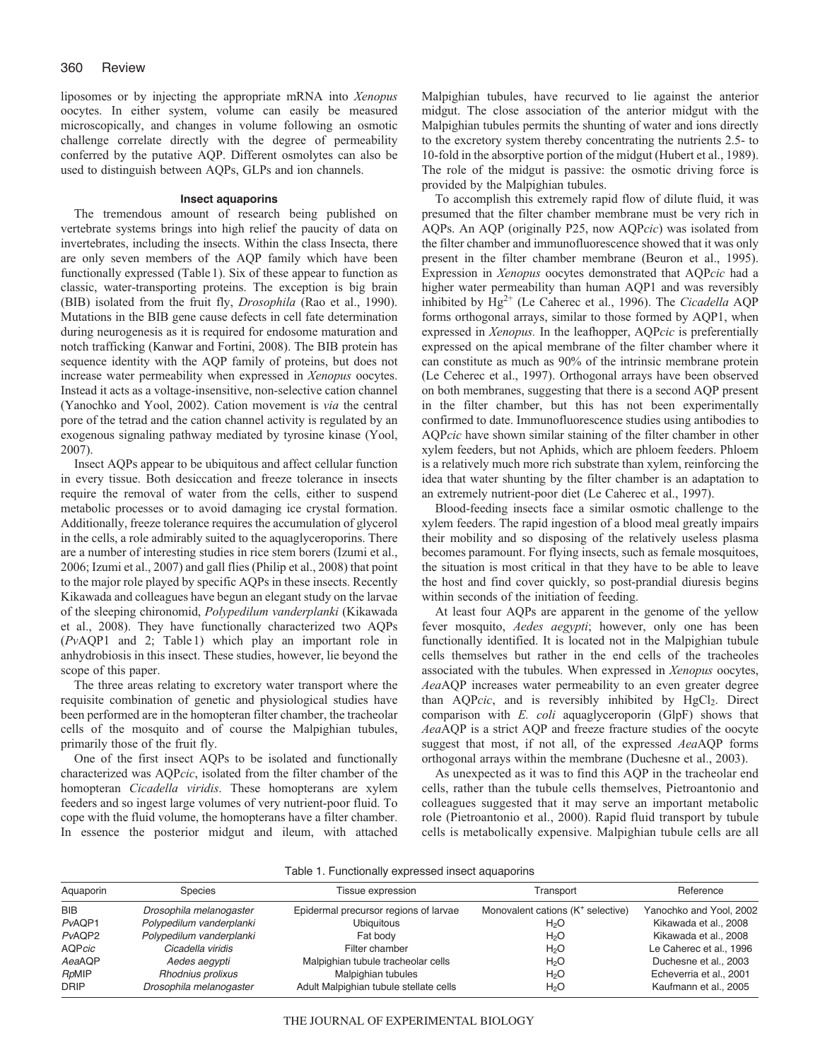liposomes or by injecting the appropriate mRNA into *Xenopus* oocytes. In either system, volume can easily be measured microscopically, and changes in volume following an osmotic challenge correlate directly with the degree of permeability conferred by the putative AQP. Different osmolytes can also be used to distinguish between AQPs, GLPs and ion channels.

### Insect aquaporins

The tremendous amount of research being published on vertebrate systems brings into high relief the paucity of data on invertebrates, including the insects. Within the class Insecta, there are only seven members of the AQP family which have been functionally expressed (Table 1). Six of these appear to function as classic, water-transporting proteins. The exception is big brain (BIB) isolated from the fruit fly, *Drosophila* (Rao et al., 1990). Mutations in the BIB gene cause defects in cell fate determination during neurogenesis as it is required for endosome maturation and notch trafficking (Kanwar and Fortini, 2008). The BIB protein has sequence identity with the AQP family of proteins, but does not increase water permeability when expressed in *Xenopus* oocytes. Instead it acts as a voltage-insensitive, non-selective cation channel (Yanochko and Yool, 2002). Cation movement is *via* the central pore of the tetrad and the cation channel activity is regulated by an exogenous signaling pathway mediated by tyrosine kinase (Yool, 2007).

Insect AQPs appear to be ubiquitous and affect cellular function in every tissue. Both desiccation and freeze tolerance in insects require the removal of water from the cells, either to suspend metabolic processes or to avoid damaging ice crystal formation. Additionally, freeze tolerance requires the accumulation of glycerol in the cells, a role admirably suited to the aquaglyceroporins. There are a number of interesting studies in rice stem borers (Izumi et al., 2006; Izumi et al., 2007) and gall flies (Philip et al., 2008) that point to the major role played by specific AQPs in these insects. Recently Kikawada and colleagues have begun an elegant study on the larvae of the sleeping chironomid, *Polypedilum vanderplanki* (Kikawada et al., 2008). They have functionally characterized two AQPs (*Pv*AQP1 and 2; Table 1) which play an important role in anhydrobiosis in this insect. These studies, however, lie beyond the scope of this paper.

The three areas relating to excretory water transport where the requisite combination of genetic and physiological studies have been performed are in the homopteran filter chamber, the tracheolar cells of the mosquito and of course the Malpighian tubules, primarily those of the fruit fly.

One of the first insect AQPs to be isolated and functionally characterized was AQP*cic*, isolated from the filter chamber of the homopteran *Cicadella viridis*. These homopterans are xylem feeders and so ingest large volumes of very nutrient-poor fluid. To cope with the fluid volume, the homopterans have a filter chamber. In essence the posterior midgut and ileum, with attached Malpighian tubules, have recurved to lie against the anterior midgut. The close association of the anterior midgut with the Malpighian tubules permits the shunting of water and ions directly to the excretory system thereby concentrating the nutrients 2.5- to 10-fold in the absorptive portion of the midgut (Hubert et al., 1989). The role of the midgut is passive: the osmotic driving force is provided by the Malpighian tubules.

To accomplish this extremely rapid flow of dilute fluid, it was presumed that the filter chamber membrane must be very rich in AQPs. An AQP (originally P25, now AQP*cic*) was isolated from the filter chamber and immunofluorescence showed that it was only present in the filter chamber membrane (Beuron et al., 1995). Expression in *Xenopus* oocytes demonstrated that AQP*cic* had a higher water permeability than human AQP1 and was reversibly inhibited by $Hg^{2+}$ (Le Caherec et al., 1996). The *Cicadella* AQP forms orthogonal arrays, similar to those formed by AQP1, when expressed in *Xenopus.* In the leafhopper, AQP*cic* is preferentially expressed on the apical membrane of the filter chamber where it can constitute as much as 90% of the intrinsic membrane protein (Le Ceherec et al., 1997). Orthogonal arrays have been observed on both membranes, suggesting that there is a second AQP present in the filter chamber, but this has not been experimentally confirmed to date. Immunofluorescence studies using antibodies to AQP*cic* have shown similar staining of the filter chamber in other xylem feeders, but not Aphids, which are phloem feeders. Phloem is a relatively much more rich substrate than xylem, reinforcing the idea that water shunting by the filter chamber is an adaptation to an extremely nutrient-poor diet (Le Caherec et al., 1997).

Blood-feeding insects face a similar osmotic challenge to the xylem feeders. The rapid ingestion of a blood meal greatly impairs their mobility and so disposing of the relatively useless plasma becomes paramount. For flying insects, such as female mosquitoes, the situation is most critical in that they have to be able to leave the host and find cover quickly, so post-prandial diuresis begins within seconds of the initiation of feeding.

At least four AQPs are apparent in the genome of the yellow fever mosquito, *Aedes aegypti*; however, only one has been functionally identified. It is located not in the Malpighian tubule cells themselves but rather in the end cells of the tracheoles associated with the tubules. When expressed in *Xenopus* oocytes, *Aea*AQP increases water permeability to an even greater degree than AQP*cic*, and is reversibly inhibited by $HgCl_2$. Direct comparison with *E. coli* aquaglyceroporin (GlpF) shows that *Aea*AQP is a strict AQP and freeze fracture studies of the oocyte suggest that most, if not all, of the expressed *Aea*AQP forms orthogonal arrays within the membrane (Duchesne et al., 2003).

As unexpected as it was to find this AQP in the tracheolar end cells, rather than the tubule cells themselves, Pietroantonio and colleagues suggested that it may serve an important metabolic role (Pietroantonio et al., 2000). Rapid fluid transport by tubule cells is metabolically expensive. Malpighian tubule cells are all

Table 1. Functionally expressed insect aquaporins

| Aquaporin | Species | Tissue expression | Transport | Reference |
|---|---|---|---|---|
| BIB | *Drosophila melanogaster* | Epidermal precursor regions of larvae | Monovalent cations ($K^+$ selective) | Yanochko and Yool, 2002 |
| *Pv*AQP1 | *Polypedilum vanderplanki* | Ubiquitous | $H_2O$ | Kikawada et al., 2008 |
| *Pv*AQP2 | *Polypedilum vanderplanki* | Fat body | $H_2O$ | Kikawada et al., 2008 |
| AQP*cic* | *Cicadella viridis* | Filter chamber | $H_2O$ | Le Caherec et al., 1996 |
| *Aea*AQP | *Aedes aegypti* | Malpighian tubule tracheolar cells | $H_2O$ | Duchesne et al., 2003 |
| *Rp*MIP | *Rhodnius prolixus* | Malpighian tubules | $H_2O$ | Echeverria et al., 2001 |
| DRIP | *Drosophila melanogaster* | Adult Malpighian tubule stellate cells | $H_2O$ | Kaufmann et al., 2005 |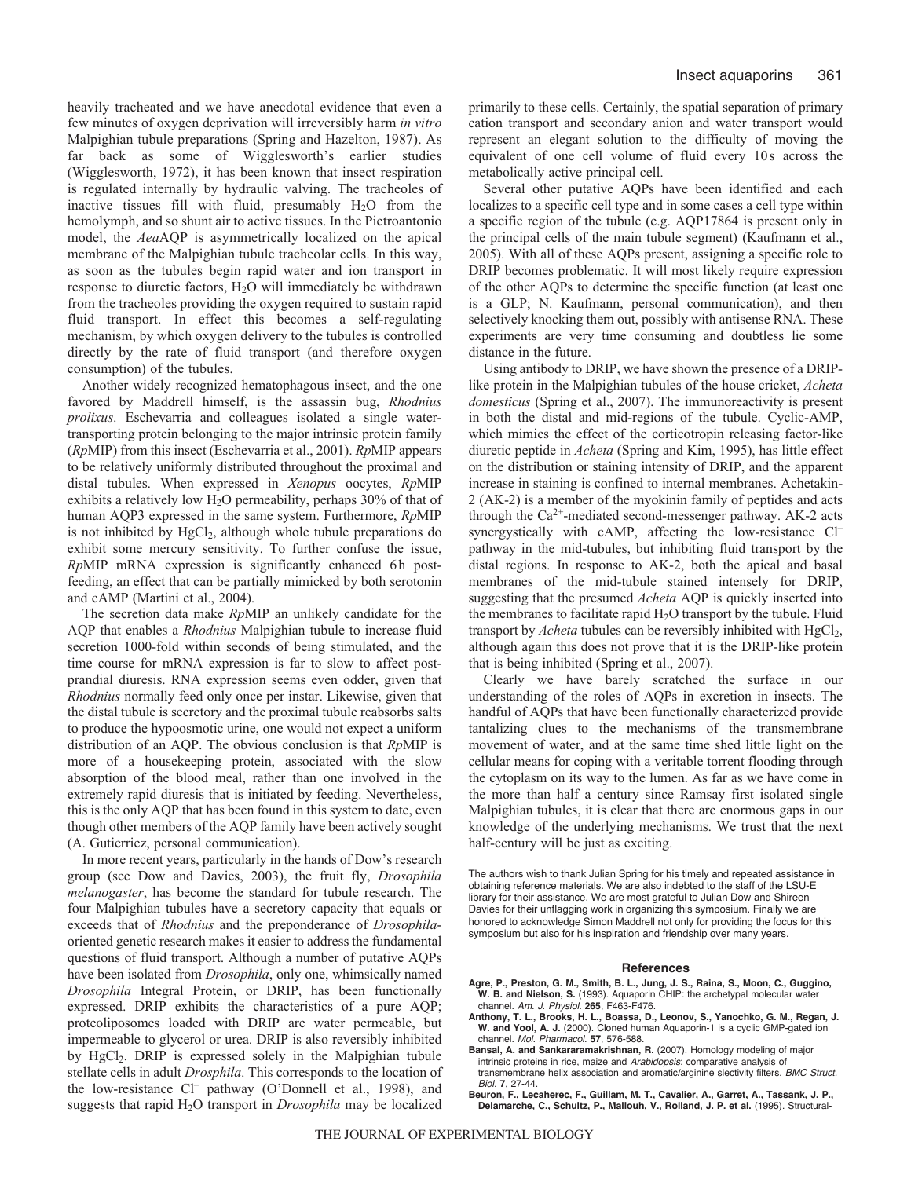heavily tracheated and we have anecdotal evidence that even a few minutes of oxygen deprivation will irreversibly harm *in vitro* Malpighian tubule preparations (Spring and Hazelton, 1987). As far back as some of Wigglesworth's earlier studies (Wigglesworth, 1972), it has been known that insect respiration is regulated internally by hydraulic valving. The tracheoles of inactive tissues fill with fluid, presumably $H_2O$ from the hemolymph, and so shunt air to active tissues. In the Pietroantonio model, the *Aea*AQP is asymmetrically localized on the apical membrane of the Malpighian tubule tracheolar cells. In this way, as soon as the tubules begin rapid water and ion transport in response to diuretic factors, $H_2O$ will immediately be withdrawn from the tracheoles providing the oxygen required to sustain rapid fluid transport. In effect this becomes a self-regulating mechanism, by which oxygen delivery to the tubules is controlled directly by the rate of fluid transport (and therefore oxygen consumption) of the tubules.

Another widely recognized hematophagous insect, and the one favored by Maddrell himself, is the assassin bug, *Rhodnius prolixus*. Eschevarria and colleagues isolated a single water-transporting protein belonging to the major intrinsic protein family (*Rp*MIP) from this insect (Eschevarria et al., 2001). *Rp*MIP appears to be relatively uniformly distributed throughout the proximal and distal tubules. When expressed in *Xenopus* oocytes, *Rp*MIP exhibits a relatively low $H_2O$ permeability, perhaps 30% of that of human AQP3 expressed in the same system. Furthermore, *Rp*MIP is not inhibited by $HgCl_2$, although whole tubule preparations do exhibit some mercury sensitivity. To further confuse the issue, *Rp*MIP mRNA expression is significantly enhanced 6h post-feeding, an effect that can be partially mimicked by both serotonin and cAMP (Martini et al., 2004).

The secretion data make *Rp*MIP an unlikely candidate for the AQP that enables a *Rhodnius* Malpighian tubule to increase fluid secretion 1000-fold within seconds of being stimulated, and the time course for mRNA expression is far to slow to affect post-prandial diuresis. RNA expression seems even odder, given that *Rhodnius* normally feed only once per instar. Likewise, given that the distal tubule is secretory and the proximal tubule reabsorbs salts to produce the hypoosmotic urine, one would not expect a uniform distribution of an AQP. The obvious conclusion is that *Rp*MIP is more of a housekeeping protein, associated with the slow absorption of the blood meal, rather than one involved in the extremely rapid diuresis that is initiated by feeding. Nevertheless, this is the only AQP that has been found in this system to date, even though other members of the AQP family have been actively sought (A. Gutierriez, personal communication).

In more recent years, particularly in the hands of Dow's research group (see Dow and Davies, 2003), the fruit fly, *Drosophila melanogaster*, has become the standard for tubule research. The four Malpighian tubules have a secretory capacity that equals or exceeds that of *Rhodnius* and the preponderance of *Drosophila*-oriented genetic research makes it easier to address the fundamental questions of fluid transport. Although a number of putative AQPs have been isolated from *Drosophila*, only one, whimsically named *Drosophila* Integral Protein, or DRIP, has been functionally expressed. DRIP exhibits the characteristics of a pure AQP; proteoliposomes loaded with DRIP are water permeable, but impermeable to glycerol or urea. DRIP is also reversibly inhibited by $HgCl_2$. DRIP is expressed solely in the Malpighian tubule stellate cells in adult *Drosphila*. This corresponds to the location of the low-resistance $Cl^-$ pathway (O'Donnell et al., 1998), and suggests that rapid $H_2O$ transport in *Drosophila* may be localized primarily to these cells. Certainly, the spatial separation of primary cation transport and secondary anion and water transport would represent an elegant solution to the difficulty of moving the equivalent of one cell volume of fluid every 10s across the metabolically active principal cell.

Several other putative AQPs have been identified and each localizes to a specific cell type and in some cases a cell type within a specific region of the tubule (e.g. AQP17864 is present only in the principal cells of the main tubule segment) (Kaufmann et al., 2005). With all of these AQPs present, assigning a specific role to DRIP becomes problematic. It will most likely require expression of the other AQPs to determine the specific function (at least one is a GLP; N. Kaufmann, personal communication), and then selectively knocking them out, possibly with antisense RNA. These experiments are very time consuming and doubtless lie some distance in the future.

Using antibody to DRIP, we have shown the presence of a DRIP-like protein in the Malpighian tubules of the house cricket, *Acheta domesticus* (Spring et al., 2007). The immunoreactivity is present in both the distal and mid-regions of the tubule. Cyclic-AMP, which mimics the effect of the corticotropin releasing factor-like diuretic peptide in *Acheta* (Spring and Kim, 1995), has little effect on the distribution or staining intensity of DRIP, and the apparent increase in staining is confined to internal membranes. Achetakin-2 (AK-2) is a member of the myokinin family of peptides and acts through the $Ca^{2+}$-mediated second-messenger pathway. AK-2 acts synergystically with cAMP, affecting the low-resistance $Cl^-$ pathway in the mid-tubules, but inhibiting fluid transport by the distal regions. In response to AK-2, both the apical and basal membranes of the mid-tubule stained intensely for DRIP, suggesting that the presumed *Acheta* AQP is quickly inserted into the membranes to facilitate rapid $H_2O$ transport by the tubule. Fluid transport by *Acheta* tubules can be reversibly inhibited with $HgCl_2$, although again this does not prove that it is the DRIP-like protein that is being inhibited (Spring et al., 2007).

Clearly we have barely scratched the surface in our understanding of the roles of AQPs in excretion in insects. The handful of AQPs that have been functionally characterized provide tantalizing clues to the mechanisms of the transmembrane movement of water, and at the same time shed little light on the cellular means for coping with a veritable torrent flooding through the cytoplasm on its way to the lumen. As far as we have come in the more than half a century since Ramsay first isolated single Malpighian tubules, it is clear that there are enormous gaps in our knowledge of the underlying mechanisms. We trust that the next half-century will be just as exciting.

The authors wish to thank Julian Spring for his timely and repeated assistance in obtaining reference materials. We are also indebted to the staff of the LSU-E library for their assistance. We are most grateful to Julian Dow and Shireen Davies for their unflagging work in organizing this symposium. Finally we are honored to acknowledge Simon Maddrell not only for providing the focus for this symposium but also for his inspiration and friendship over many years.

## References

**Agre, P., Preston, G. M., Smith, B. L., Jung, J. S., Raina, S., Moon, C., Guggino, W. B. and Nielson, S.** (1993). Aquaporin CHIP: the archetypal molecular water channel. *Am. J. Physiol.* **265**, F463-F476.

**Anthony, T. L., Brooks, H. L., Boassa, D., Leonov, S., Yanochko, G. M., Regan, J. W. and Yool, A. J.** (2000). Cloned human Aquaporin-1 is a cyclic GMP-gated ion channel. *Mol. Pharmacol.* **57**, 576-588.

**Bansal, A. and Sankararamakrishnan, R.** (2007). Homology modeling of major intrinsic proteins in rice, maize and *Arabidopsis*: comparative analysis of transmembrane helix association and aromatic/arginine slectivity filters. *BMC Struct. Biol.* **7**, 27-44.

**Beuron, F., Lecaherec, F., Guillam, M. T., Cavalier, A., Garret, A., Tassank, J. P., Delamarche, C., Schultz, P., Mallouh, V., Rolland, J. P. et al.** (1995). Structural-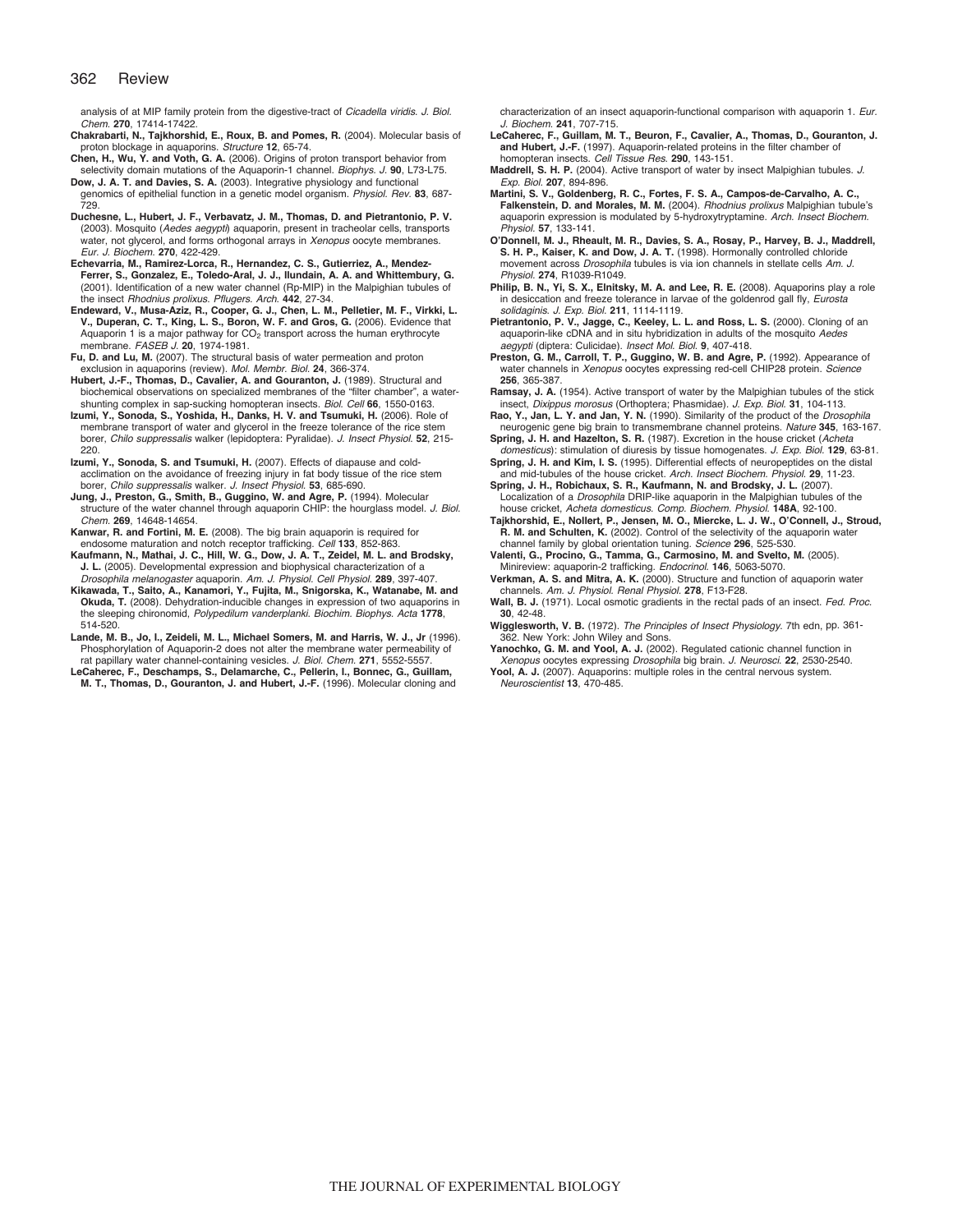analysis of at MIP family protein from the digestive-tract of *Cicadella viridis*. *J. Biol. Chem.* **270**, 17414-17422.

**Chakrabarti, N., Tajkhorshid, E., Roux, B. and Pomes, R.** (2004). Molecular basis of proton blockage in aquaporins. *Structure* **12**, 65-74.

**Chen, H., Wu, Y. and Voth, G. A.** (2006). Origins of proton transport behavior from selectivity domain mutations of the Aquaporin-1 channel. *Biophys. J.* **90**, L73-L75.

**Dow, J. A. T. and Davies, S. A.** (2003). Integrative physiology and functional genomics of epithelial function in a genetic model organism. *Physiol. Rev.* **83**, 687-729.

**Duchesne, L., Hubert, J. F., Verbavatz, J. M., Thomas, D. and Pietrantonio, P. V.** (2003). Mosquito (*Aedes aegypti*) aquaporin, present in tracheolar cells, transports water, not glycerol, and forms orthogonal arrays in *Xenopus* oocyte membranes. *Eur. J. Biochem.* **270**, 422-429.

**Echevarria, M., Ramirez-Lorca, R., Hernandez, C. S., Gutierriez, A., Mendez-Ferrer, S., Gonzalez, E., Toledo-Aral, J. J., Ilundain, A. A. and Whittembury, G.** (2001). Identification of a new water channel (Rp-MIP) in the Malpighian tubules of the insect *Rhodnius prolixus*. *Pflugers. Arch.* **442**, 27-34.

**Endeward, V., Musa-Aziz, R., Cooper, G. J., Chen, L. M., Pelletier, M. F., Virkki, L. V., Duperan, C. T., King, L. S., Boron, W. F. and Gros, G.** (2006). Evidence that Aquaporin 1 is a major pathway for $CO_2$ transport across the human erythrocyte membrane. *FASEB J.* **20**, 1974-1981.

**Fu, D. and Lu, M.** (2007). The structural basis of water permeation and proton exclusion in aquaporins (review). *Mol. Membr. Biol.* **24**, 366-374.

**Hubert, J.-F., Thomas, D., Cavalier, A. and Gouranton, J.** (1989). Structural and biochemical observations on specialized membranes of the "filter chamber", a water-shunting complex in sap-sucking homopteran insects. *Biol. Cell* **66**, 1550-0163.

**Izumi, Y., Sonoda, S., Yoshida, H., Danks, H. V. and Tsumuki, H.** (2006). Role of membrane transport of water and glycerol in the freeze tolerance of the rice stem borer, *Chilo suppressalis* walker (lepidoptera: Pyralidae). *J. Insect Physiol.* **52**, 215-220.

**Izumi, Y., Sonoda, S. and Tsumuki, H.** (2007). Effects of diapause and cold-acclimation on the avoidance of freezing injury in fat body tissue of the rice stem borer, *Chilo suppressalis* walker. *J. Insect Physiol.* **53**, 685-690.

**Jung, J., Preston, G., Smith, B., Guggino, W. and Agre, P.** (1994). Molecular structure of the water channel through aquaporin CHIP: the hourglass model. *J. Biol. Chem.* **269**, 14648-14654.

**Kanwar, R. and Fortini, M. E.** (2008). The big brain aquaporin is required for endosome maturation and notch receptor trafficking. *Cell* **133**, 852-863.

**Kaufmann, N., Mathai, J. C., Hill, W. G., Dow, J. A. T., Zeidel, M. L. and Brodsky, J. L.** (2005). Developmental expression and biophysical characterization of a *Drosophila melanogaster* aquaporin. *Am. J. Physiol. Cell Physiol.* **289**, 397-407.

**Kikawada, T., Saito, A., Kanamori, Y., Fujita, M., Snigorska, K., Watanabe, M. and Okuda, T.** (2008). Dehydration-inducible changes in expression of two aquaporins in the sleeping chironomid, *Polypedilum vanderplanki*. *Biochim. Biophys. Acta* **1778**, 514-520.

**Lande, M. B., Jo, I., Zeideli, M. L., Michael Somers, M. and Harris, W. J., Jr** (1996). Phosphorylation of Aquaporin-2 does not alter the membrane water permeability of rat papillary water channel-containing vesicles. *J. Biol. Chem.* **271**, 5552-5557.

**LeCaherec, F., Deschamps, S., Delamarche, C., Pellerin, I., Bonnec, G., Guillam, M. T., Thomas, D., Gouranton, J. and Hubert, J.-F.** (1996). Molecular cloning and characterization of an insect aquaporin-functional comparison with aquaporin 1. *Eur. J. Biochem.* **241**, 707-715.

**LeCaherec, F., Guillam, M. T., Beuron, F., Cavalier, A., Thomas, D., Gouranton, J. and Hubert, J.-F.** (1997). Aquaporin-related proteins in the filter chamber of homopteran insects. *Cell Tissue Res.* **290**, 143-151.

**Maddrell, S. H. P.** (2004). Active transport of water by insect Malpighian tubules. *J. Exp. Biol.* **207**, 894-896.

**Martini, S. V., Goldenberg, R. C., Fortes, F. S. A., Campos-de-Carvalho, A. C., Falkenstein, D. and Morales, M. M.** (2004). *Rhodnius prolixus* Malpighian tubule's aquaporin expression is modulated by 5-hydroxytryptamine. *Arch. Insect Biochem. Physiol.* **57**, 133-141.

**O'Donnell, M. J., Rheault, M. R., Davies, S. A., Rosay, P., Harvey, B. J., Maddrell, S. H. P., Kaiser, K. and Dow, J. A. T.** (1998). Hormonally controlled chloride movement across *Drosophila* tubules is via ion channels in stellate cells *Am. J. Physiol.* **274**, R1039-R1049.

**Philip, B. N., Yi, S. X., Elnitsky, M. A. and Lee, R. E.** (2008). Aquaporins play a role in desiccation and freeze tolerance in larvae of the goldenrod gall fly, *Eurosta solidaginis*. *J. Exp. Biol.* **211**, 1114-1119.

**Pietrantonio, P. V., Jagge, C., Keeley, L. L. and Ross, L. S.** (2000). Cloning of an aquaporin-like cDNA and in situ hybridization in adults of the mosquito *Aedes aegypti* (diptera: Culicidae). *Insect Mol. Biol.* **9**, 407-418.

**Preston, G. M., Carroll, T. P., Guggino, W. B. and Agre, P.** (1992). Appearance of water channels in *Xenopus* oocytes expressing red-cell CHIP28 protein. *Science* **256**, 365-387.

**Ramsay, J. A.** (1954). Active transport of water by the Malpighian tubules of the stick insect, *Dixippus morosus* (Orthoptera; Phasmidae). *J. Exp. Biol.* **31**, 104-113.

**Rao, Y., Jan, L. Y. and Jan, Y. N.** (1990). Similarity of the product of the *Drosophila* neurogenic gene big brain to transmembrane channel proteins. *Nature* **345**, 163-167.

**Spring, J. H. and Hazelton, S. R.** (1987). Excretion in the house cricket (*Acheta domesticus*): stimulation of diuresis by tissue homogenates. *J. Exp. Biol.* **129**, 63-81.

**Spring, J. H. and Kim, I. S.** (1995). Differential effects of neuropeptides on the distal and mid-tubules of the house cricket. *Arch. Insect Biochem. Physiol.* **29**, 11-23.

**Spring, J. H., Robichaux, S. R., Kaufmann, N. and Brodsky, J. L.** (2007). Localization of a *Drosophila* DRIP-like aquaporin in the Malpighian tubules of the house cricket, *Acheta domesticus*. *Comp. Biochem. Physiol.* **148A**, 92-100.

**Tajkhorshid, E., Nollert, P., Jensen, M. O., Miercke, L. J. W., O'Connell, J., Stroud, R. M. and Schulten, K.** (2002). Control of the selectivity of the aquaporin water channel family by global orientation tuning. *Science* **296**, 525-530.

**Valenti, G., Procino, G., Tamma, G., Carmosino, M. and Svelto, M.** (2005). Minireview: aquaporin-2 trafficking. *Endocrinol.* **146**, 5063-5070.

**Verkman, A. S. and Mitra, A. K.** (2000). Structure and function of aquaporin water channels. *Am. J. Physiol. Renal Physiol.* **278**, F13-F28.

**Wall, B. J.** (1971). Local osmotic gradients in the rectal pads of an insect. *Fed. Proc.* **30**, 42-48.

**Wigglesworth, V. B.** (1972). *The Principles of Insect Physiology*. 7th edn, pp. 361-362. New York: John Wiley and Sons.

**Yanochko, G. M. and Yool, A. J.** (2002). Regulated cationic channel function in *Xenopus* oocytes expressing *Drosophila* big brain. *J. Neurosci.* **22**, 2530-2540.

**Yool, A. J.** (2007). Aquaporins: multiple roles in the central nervous system. *Neuroscientist* **13**, 470-485.